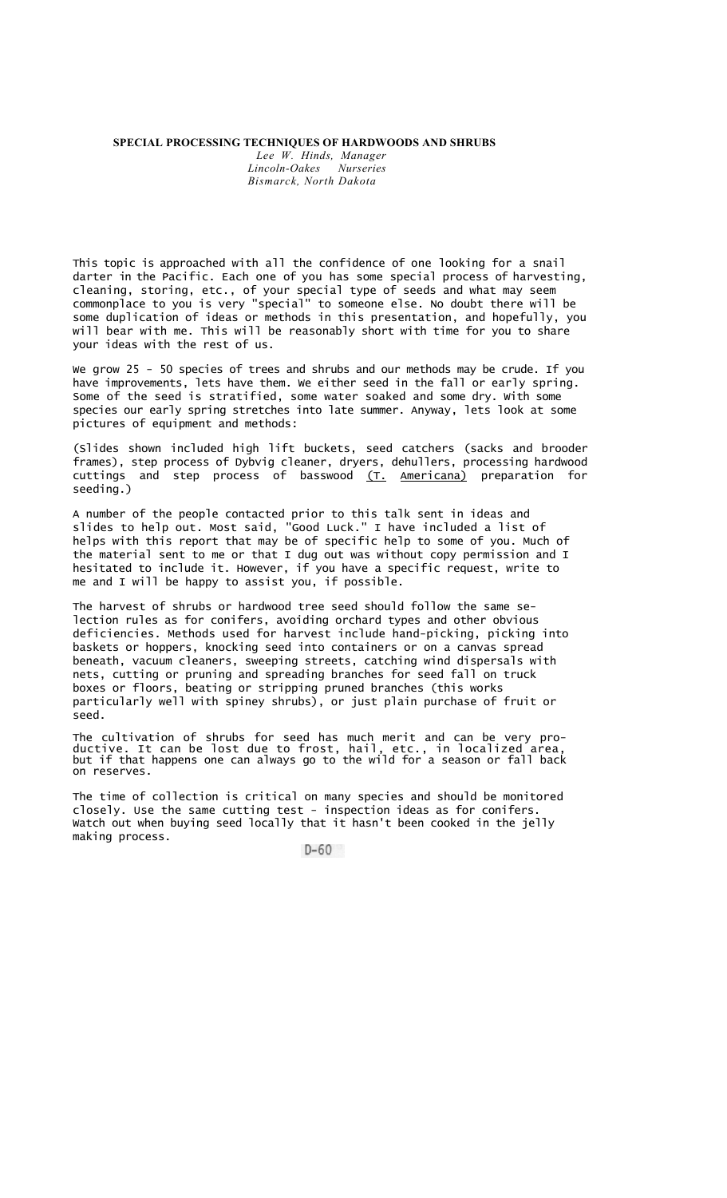# SPECIAL PROCESSING TECHNIQUES OF HARDWOODS AND SHRUBS

*Lee W. Hinds, Manager*
*Lincoln-Oakes Nurseries*
*Bismarck, North Dakota*

This topic is approached with all the confidence of one looking for a snail darter in the Pacific. Each one of you has some special process of harvesting, cleaning, storing, etc., of your special type of seeds and what may seem commonplace to you is very "special" to someone else. No doubt there will be some duplication of ideas or methods in this presentation, and hopefully, you will bear with me. This will be reasonably short with time for you to share your ideas with the rest of us.

We grow 25 - 50 species of trees and shrubs and our methods may be crude. If you have improvements, lets have them. We either seed in the fall or early spring. Some of the seed is stratified, some water soaked and some dry. With some species our early spring stretches into late summer. Anyway, lets look at some pictures of equipment and methods:

(Slides shown included high lift buckets, seed catchers (sacks and brooder frames), step process of Dybvig cleaner, dryers, dehullers, processing hardwood cuttings and step process of basswood (T. Americana) preparation for seeding.)

A number of the people contacted prior to this talk sent in ideas and slides to help out. Most said, "Good Luck." I have included a list of helps with this report that may be of specific help to some of you. Much of the material sent to me or that I dug out was without copy permission and I hesitated to include it. However, if you have a specific request, write to me and I will be happy to assist you, if possible.

The harvest of shrubs or hardwood tree seed should follow the same selection rules as for conifers, avoiding orchard types and other obvious deficiencies. Methods used for harvest include hand-picking, picking into baskets or hoppers, knocking seed into containers or on a canvas spread beneath, vacuum cleaners, sweeping streets, catching wind dispersals with nets, cutting or pruning and spreading branches for seed fall on truck boxes or floors, beating or stripping pruned branches (this works particularly well with spiney shrubs), or just plain purchase of fruit or seed.

The cultivation of shrubs for seed has much merit and can be very productive. It can be lost due to frost, hail, etc., in localized area, but if that happens one can always go to the wild for a season or fall back on reserves.

The time of collection is critical on many species and should be monitored closely. Use the same cutting test - inspection ideas as for conifers. Watch out when buying seed locally that it hasn't been cooked in the jelly making process.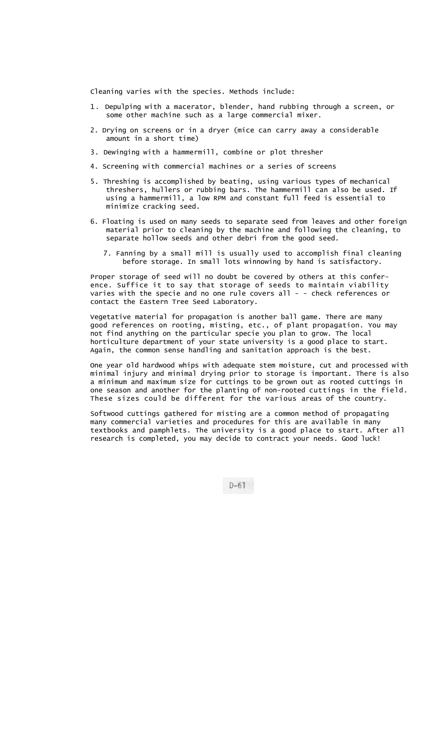Cleaning varies with the species. Methods include:

1. Depulping with a macerator, blender, hand rubbing through a screen, or some other machine such as a large commercial mixer.
2. Drying on screens or in a dryer (mice can carry away a considerable amount in a short time)
3. Dewinging with a hammermill, combine or plot thresher
4. Screening with commercial machines or a series of screens
5. Threshing is accomplished by beating, using various types of mechanical threshers, hullers or rubbing bars. The hammermill can also be used. If using a hammermill, a low RPM and constant full feed is essential to minimize cracking seed.
6. Floating is used on many seeds to separate seed from leaves and other foreign material prior to cleaning by the machine and following the cleaning, to separate hollow seeds and other debri from the good seed.
7. Fanning by a small mill is usually used to accomplish final cleaning before storage. In small lots winnowing by hand is satisfactory.

Proper storage of seed will no doubt be covered by others at this conference. Suffice it to say that storage of seeds to maintain viability varies with the specie and no one rule covers all - - check references or contact the Eastern Tree Seed Laboratory.

Vegetative material for propagation is another ball game. There are many good references on rooting, misting, etc., of plant propagation. You may not find anything on the particular specie you plan to grow. The local horticulture department of your state university is a good place to start. Again, the common sense handling and sanitation approach is the best.

One year old hardwood whips with adequate stem moisture, cut and processed with minimal injury and minimal drying prior to storage is important. There is also a minimum and maximum size for cuttings to be grown out as rooted cuttings in one season and another for the planting of non-rooted cuttings in the field. These sizes could be different for the various areas of the country.

Softwood cuttings gathered for misting are a common method of propagating many commercial varieties and procedures for this are available in many textbooks and pamphlets. The university is a good place to start. After all research is completed, you may decide to contract your needs. Good luck!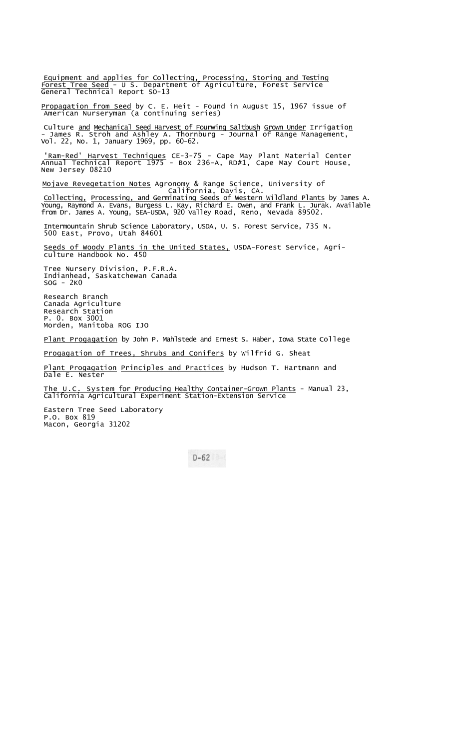Equipment and applies for Collecting, Processing, Storing and Testing Forest Tree Seed - U S. Department of Agriculture, Forest Service General Technical Report SO-13

Propagation from Seed by C. E. Heit - Found in August 15, 1967 issue of American Nurseryman (a continuing series)

Culture and Mechanical Seed Harvest of Fourwing Saltbush Grown Under Irrigation - James R. Stroh and Ashley A. Thornburg - Journal of Range Management, Vol. 22, No. 1, January 1969, pp. 60-62.

'Ram-Red' Harvest Techniques CE-3-75 - Cape May Plant Material Center Annual Technical Report 1975 - Box 236-A, RD#1, Cape May Court House, New Jersey 08210

Mojave Revegetation Notes Agronomy & Range Science, University of California, Davis, CA.

Collecting, Processing, and Germinating Seeds of Western Wildland Plants by James A. Young, Raymond A. Evans, Burgess L. Kay, Richard E. Owen, and Frank L. Jurak. Available from Dr. James A. Young, SEA-USDA, 920 Valley Road, Reno, Nevada 89502.

Intermountain Shrub Science Laboratory, USDA, U. S. Forest Service, 735 N. 500 East, Provo, Utah 84601

Seeds of Woody Plants in the United States, USDA-Forest Service, Agriculture Handbook No. 450

Tree Nursery Division, P.F.R.A.
Indianhead, Saskatchewan Canada
SOG - 2K0

Research Branch
Canada Agriculture
Research Station
P. O. Box 3001
Morden, Manitoba ROG IJO

Plant Progagation by John P. Mahlstede and Ernest S. Haber, Iowa State College

Progagation of Trees, Shrubs and Conifers by Wilfrid G. Sheat

Plant Progagation Principles and Practices by Hudson T. Hartmann and Dale E. Nester

The U.C. System for Producing Healthy Container-Grown Plants - Manual 23, California Agricultural Experiment Station-Extension Service

Eastern Tree Seed Laboratory
P.O. Box 819
Macon, Georgia 31202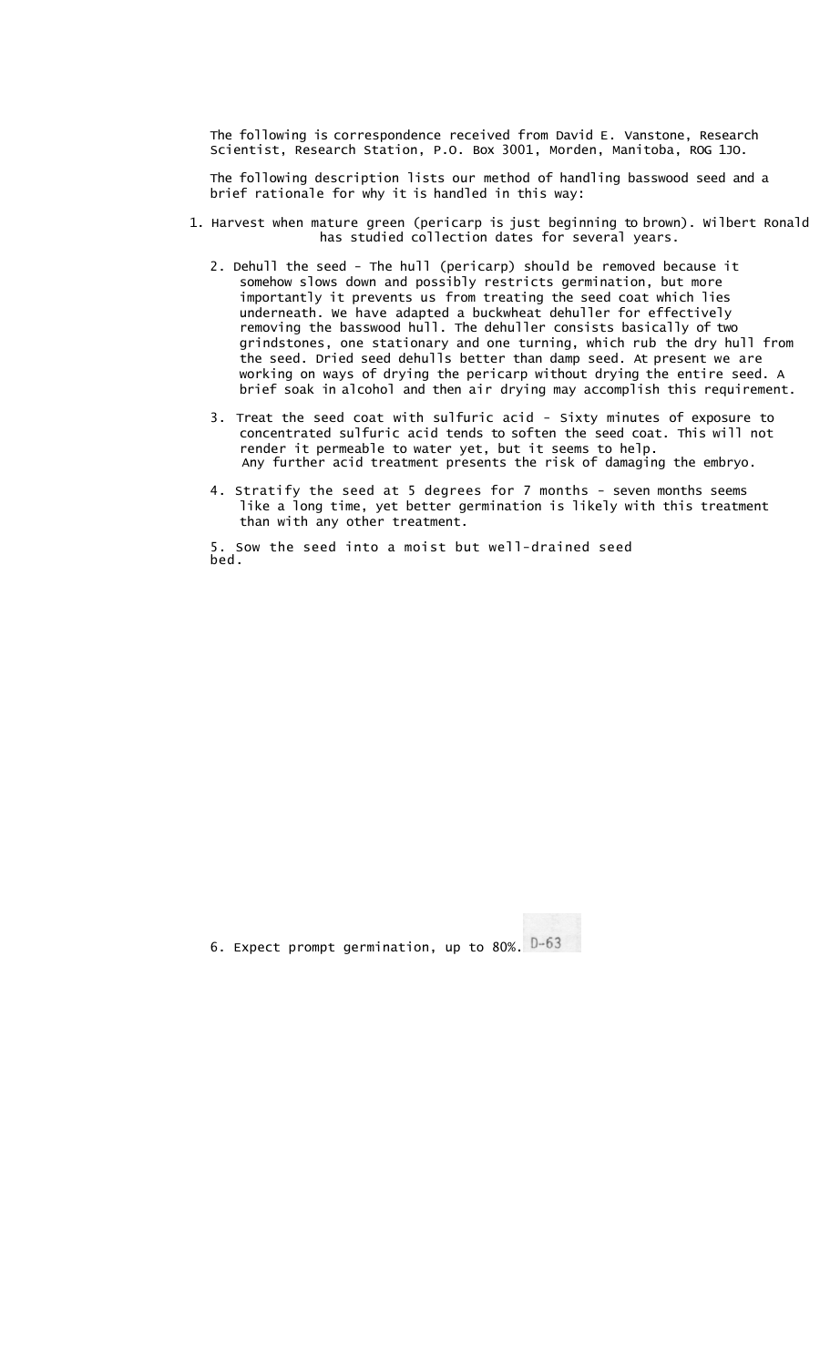The following is correspondence received from David E. Vanstone, Research Scientist, Research Station, P.O. Box 3001, Morden, Manitoba, ROG 1J0.

The following description lists our method of handling basswood seed and a brief rationale for why it is handled in this way:

1. Harvest when mature green (pericarp is just beginning to brown). Wilbert Ronald has studied collection dates for several years.

2. Dehull the seed - The hull (pericarp) should be removed because it somehow slows down and possibly restricts germination, but more importantly it prevents us from treating the seed coat which lies underneath. We have adapted a buckwheat dehuller for effectively removing the basswood hull. The dehuller consists basically of two grindstones, one stationary and one turning, which rub the dry hull from the seed. Dried seed dehulls better than damp seed. At present we are working on ways of drying the pericarp without drying the entire seed. A brief soak in alcohol and then air drying may accomplish this requirement.

3. Treat the seed coat with sulfuric acid - Sixty minutes of exposure to concentrated sulfuric acid tends to soften the seed coat. This will not render it permeable to water yet, but it seems to help. Any further acid treatment presents the risk of damaging the embryo.

4. Stratify the seed at 5 degrees for 7 months - seven months seems like a long time, yet better germination is likely with this treatment than with any other treatment.

5. Sow the seed into a moist but well-drained seed bed.

6. Expect prompt germination, up to 80%.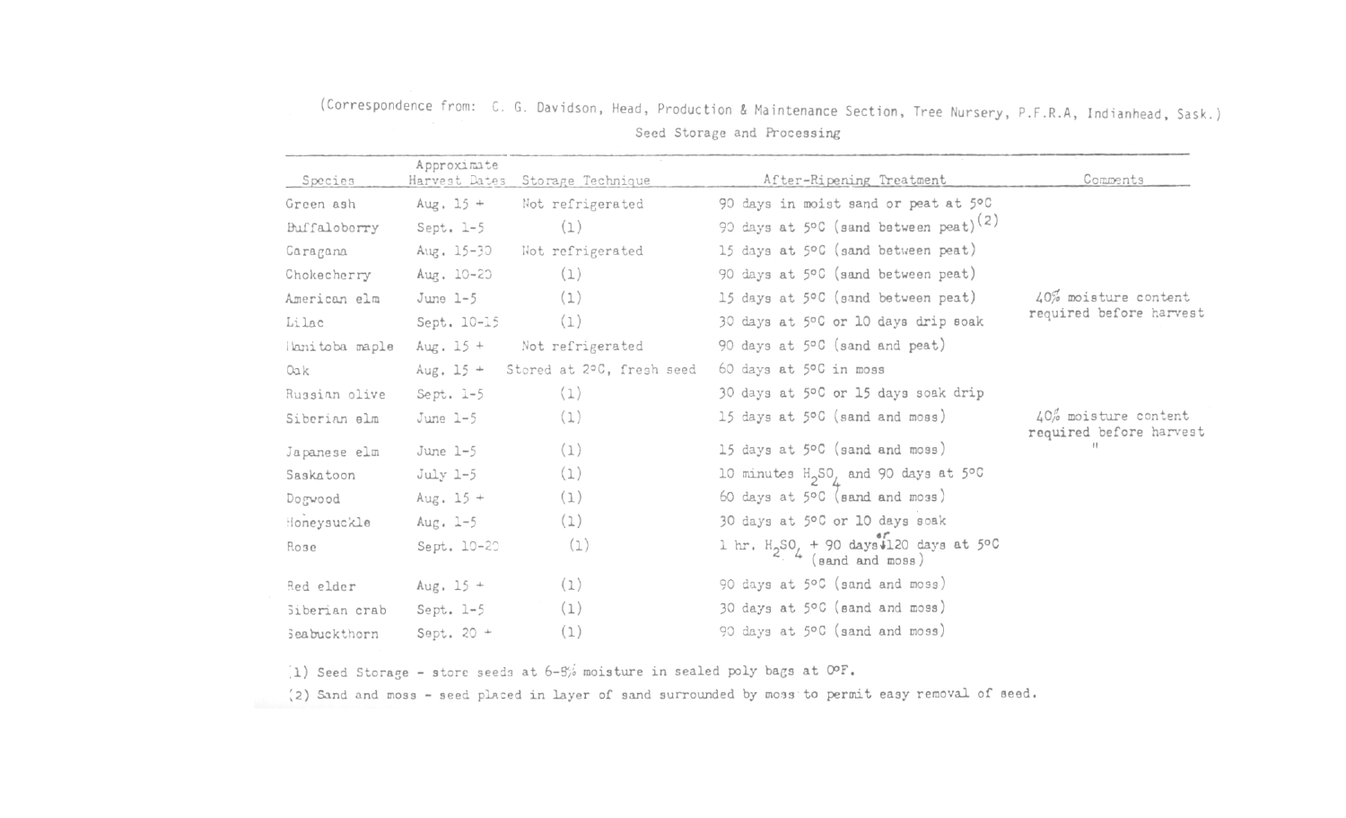(Correspondence from: C. G. Davidson, Head, Production & Maintenance Section, Tree Nursery, P.F.R.A, Indianhead, Sask.)

Seed Storage and Processing

| Species | Approximate Harvest Dates | Storage Technique | After-Ripening Treatment | Comments |
|---|---|---|---|---|
| Green ash | Aug. 15 + | Not refrigerated | 90 days in moist sand or peat at 5°C | |
| Buffaloberry | Sept. 1-5 | (1) | 90 days at 5°C (sand between peat)(2) | |
| Caragana | Aug. 15-30 | Not refrigerated | 15 days at 5°C (sand between peat) | |
| Chokecherry | Aug. 10-20 | (1) | 90 days at 5°C (sand between peat) | |
| American elm | June 1-5 | (1) | 15 days at 5°C (sand between peat) | 40% moisture content required before harvest |
| Lilac | Sept. 10-15 | (1) | 30 days at 5°C or 10 days drip soak | |
| Manitoba maple | Aug. 15 + | Not refrigerated | 90 days at 5°C (sand and peat) | |
| Oak | Aug. 15 + | Stored at 2°C, fresh seed | 60 days at 5°C in moss | |
| Russian olive | Sept. 1-5 | (1) | 30 days at 5°C or 15 days soak drip | |
| Siberian elm | June 1-5 | (1) | 15 days at 5°C (sand and moss) | 40% moisture content required before harvest |
| Japanese elm | June 1-5 | (1) | 15 days at 5°C (sand and moss) | " |
| Saskatoon | July 1-5 | (1) | 10 minutes $H_2SO_4$ and 90 days at 5°C | |
| Dogwood | Aug. 15 + | (1) | 60 days at 5°C (sand and moss) | |
| Honeysuckle | Aug. 1-5 | (1) | 30 days at 5°C or 10 days soak | |
| Rose | Sept. 10-20 | (1) | 1 hr. $H_2SO_4$ + 90 days or 120 days at 5°C (sand and moss) | |
| Red elder | Aug. 15 + | (1) | 90 days at 5°C (sand and moss) | |
| Siberian crab | Sept. 1-5 | (1) | 30 days at 5°C (sand and moss) | |
| Seabuckthorn | Sept. 20 + | (1) | 90 days at 5°C (sand and moss) | |

(1) Seed Storage - store seeds at 6-8% moisture in sealed poly bags at 0°F.

(2) Sand and moss - seed placed in layer of sand surrounded by moss to permit easy removal of seed.